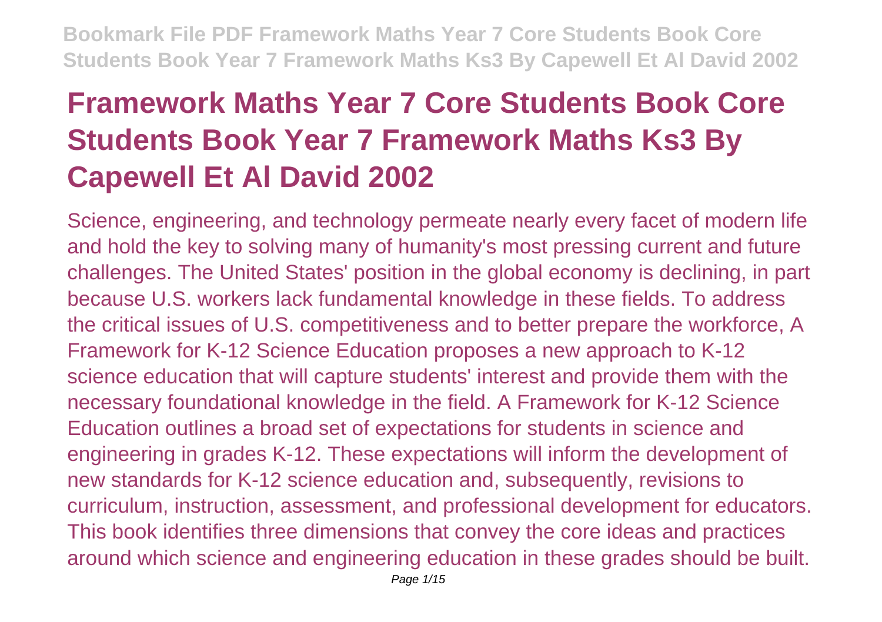# Framework Maths Year 7 Core Students Book Core Students Book Year 7 Framework Maths Ks3 By Capewell Et Al David 2002

Science, engineering, and technology permeate nearly every facet of modern life and hold the key to solving many of humanity's most pressing current and future challenges. The United States' position in the global economy is declining, in part because U.S. workers lack fundamental knowledge in these fields. To address the critical issues of U.S. competitiveness and to better prepare the workforce, A Framework for K-12 Science Education proposes a new approach to K-12 science education that will capture students' interest and provide them with the necessary foundational knowledge in the field. A Framework for K-12 Science Education outlines a broad set of expectations for students in science and engineering in grades K-12. These expectations will inform the development of new standards for K-12 science education and, subsequently, revisions to curriculum, instruction, assessment, and professional development for educators. This book identifies three dimensions that convey the core ideas and practices around which science and engineering education in these grades should be built.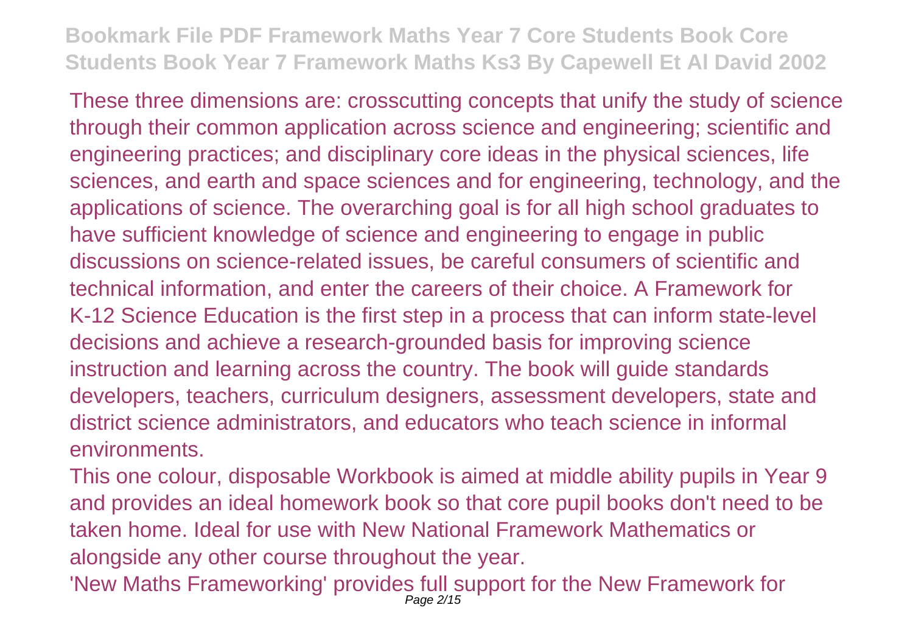These three dimensions are: crosscutting concepts that unify the study of science through their common application across science and engineering; scientific and engineering practices; and disciplinary core ideas in the physical sciences, life sciences, and earth and space sciences and for engineering, technology, and the applications of science. The overarching goal is for all high school graduates to have sufficient knowledge of science and engineering to engage in public discussions on science-related issues, be careful consumers of scientific and technical information, and enter the careers of their choice. A Framework for K-12 Science Education is the first step in a process that can inform state-level decisions and achieve a research-grounded basis for improving science instruction and learning across the country. The book will guide standards developers, teachers, curriculum designers, assessment developers, state and district science administrators, and educators who teach science in informal environments.

This one colour, disposable Workbook is aimed at middle ability pupils in Year 9 and provides an ideal homework book so that core pupil books don't need to be taken home. Ideal for use with New National Framework Mathematics or alongside any other course throughout the year.

'New Maths Frameworking' provides full support for the New Framework for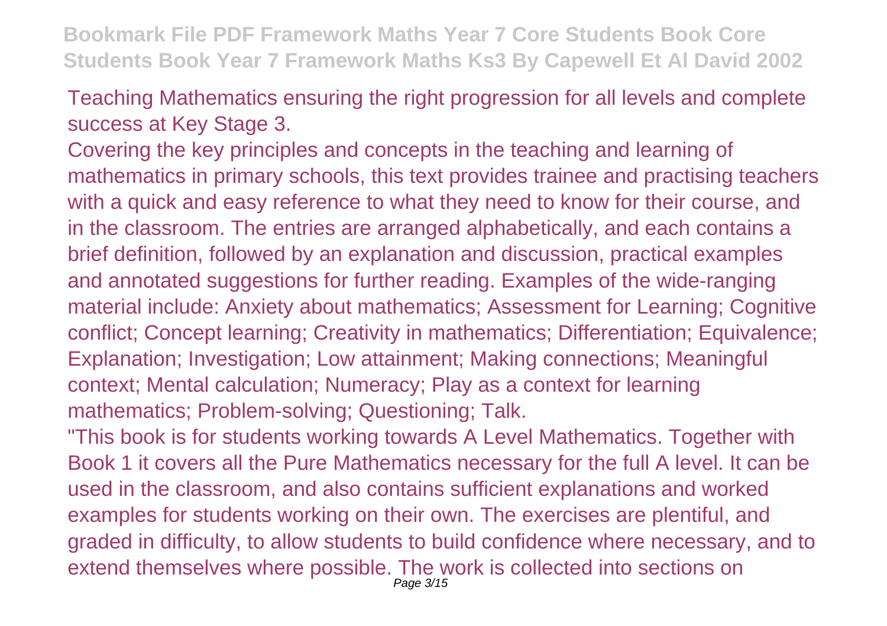Teaching Mathematics ensuring the right progression for all levels and complete success at Key Stage 3.

Covering the key principles and concepts in the teaching and learning of mathematics in primary schools, this text provides trainee and practising teachers with a quick and easy reference to what they need to know for their course, and in the classroom. The entries are arranged alphabetically, and each contains a brief definition, followed by an explanation and discussion, practical examples and annotated suggestions for further reading. Examples of the wide-ranging material include: Anxiety about mathematics; Assessment for Learning; Cognitive conflict; Concept learning; Creativity in mathematics; Differentiation; Equivalence; Explanation; Investigation; Low attainment; Making connections; Meaningful context; Mental calculation; Numeracy; Play as a context for learning mathematics; Problem-solving; Questioning; Talk.

"This book is for students working towards A Level Mathematics. Together with Book 1 it covers all the Pure Mathematics necessary for the full A level. It can be used in the classroom, and also contains sufficient explanations and worked examples for students working on their own. The exercises are plentiful, and graded in difficulty, to allow students to build confidence where necessary, and to extend themselves where possible. The work is collected into sections on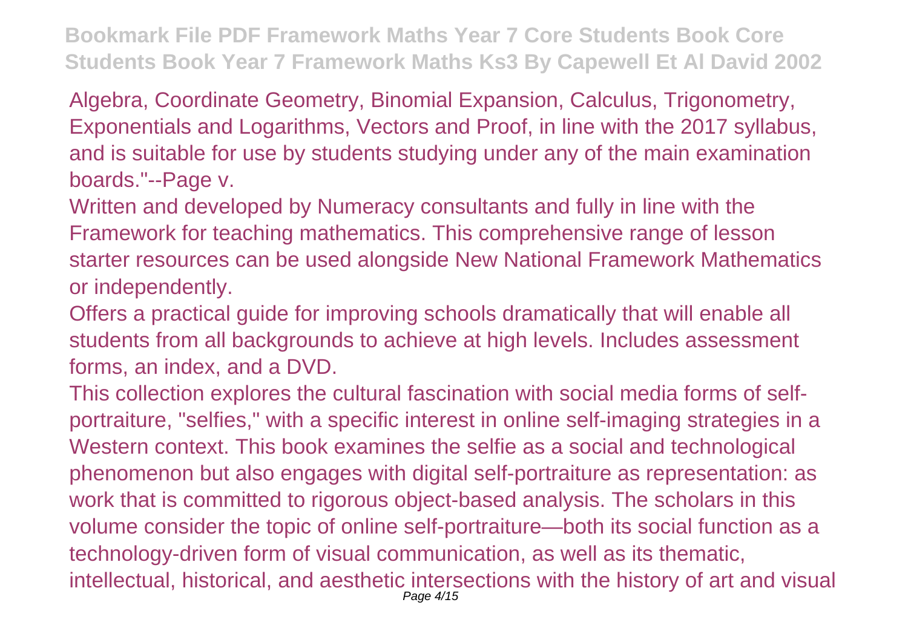Algebra, Coordinate Geometry, Binomial Expansion, Calculus, Trigonometry, Exponentials and Logarithms, Vectors and Proof, in line with the 2017 syllabus, and is suitable for use by students studying under any of the main examination boards."--Page v.

Written and developed by Numeracy consultants and fully in line with the Framework for teaching mathematics. This comprehensive range of lesson starter resources can be used alongside New National Framework Mathematics or independently.

Offers a practical guide for improving schools dramatically that will enable all students from all backgrounds to achieve at high levels. Includes assessment forms, an index, and a DVD.

This collection explores the cultural fascination with social media forms of self-portraiture, "selfies," with a specific interest in online self-imaging strategies in a Western context. This book examines the selfie as a social and technological phenomenon but also engages with digital self-portraiture as representation: as work that is committed to rigorous object-based analysis. The scholars in this volume consider the topic of online self-portraiture—both its social function as a technology-driven form of visual communication, as well as its thematic, intellectual, historical, and aesthetic intersections with the history of art and visual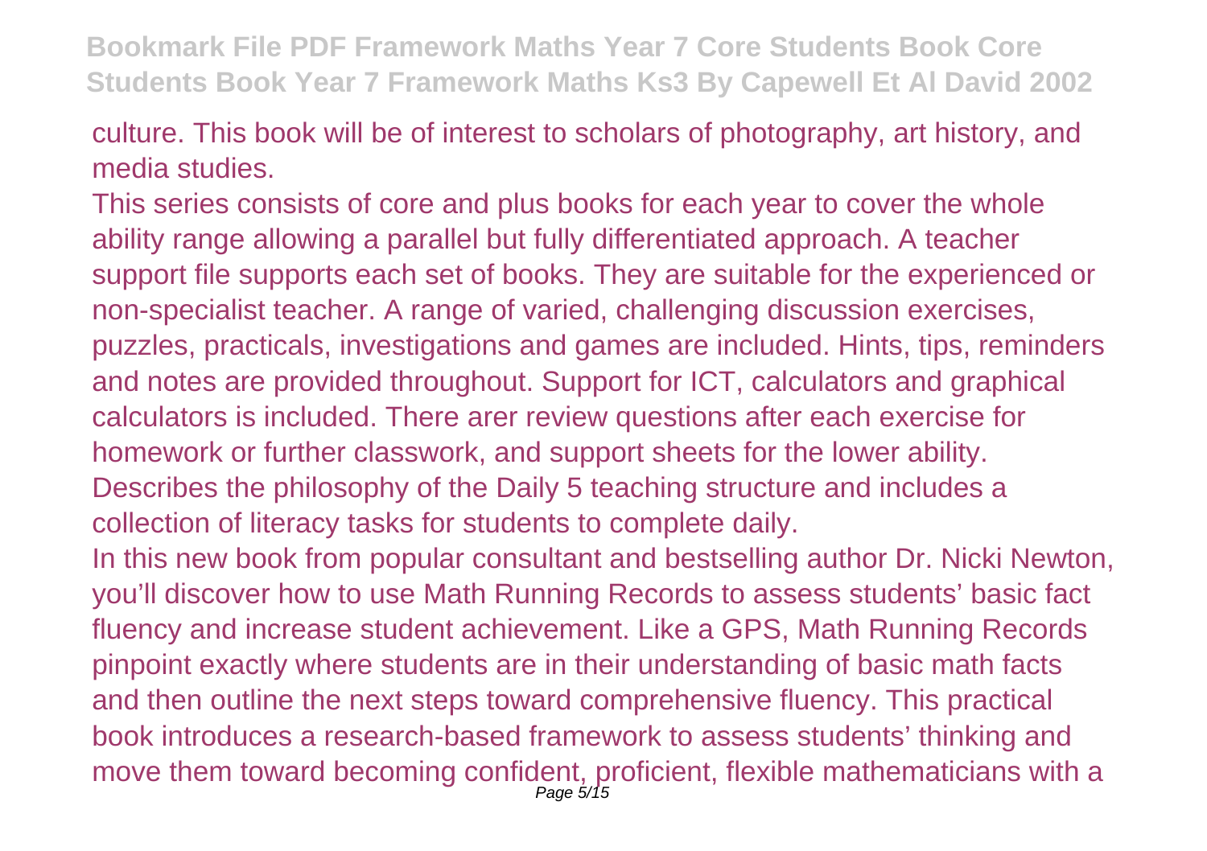culture. This book will be of interest to scholars of photography, art history, and media studies.

This series consists of core and plus books for each year to cover the whole ability range allowing a parallel but fully differentiated approach. A teacher support file supports each set of books. They are suitable for the experienced or non-specialist teacher. A range of varied, challenging discussion exercises, puzzles, practicals, investigations and games are included. Hints, tips, reminders and notes are provided throughout. Support for ICT, calculators and graphical calculators is included. There arer review questions after each exercise for homework or further classwork, and support sheets for the lower ability.

Describes the philosophy of the Daily 5 teaching structure and includes a collection of literacy tasks for students to complete daily.

In this new book from popular consultant and bestselling author Dr. Nicki Newton, you'll discover how to use Math Running Records to assess students' basic fact fluency and increase student achievement. Like a GPS, Math Running Records pinpoint exactly where students are in their understanding of basic math facts and then outline the next steps toward comprehensive fluency. This practical book introduces a research-based framework to assess students' thinking and move them toward becoming confident, proficient, flexible mathematicians with a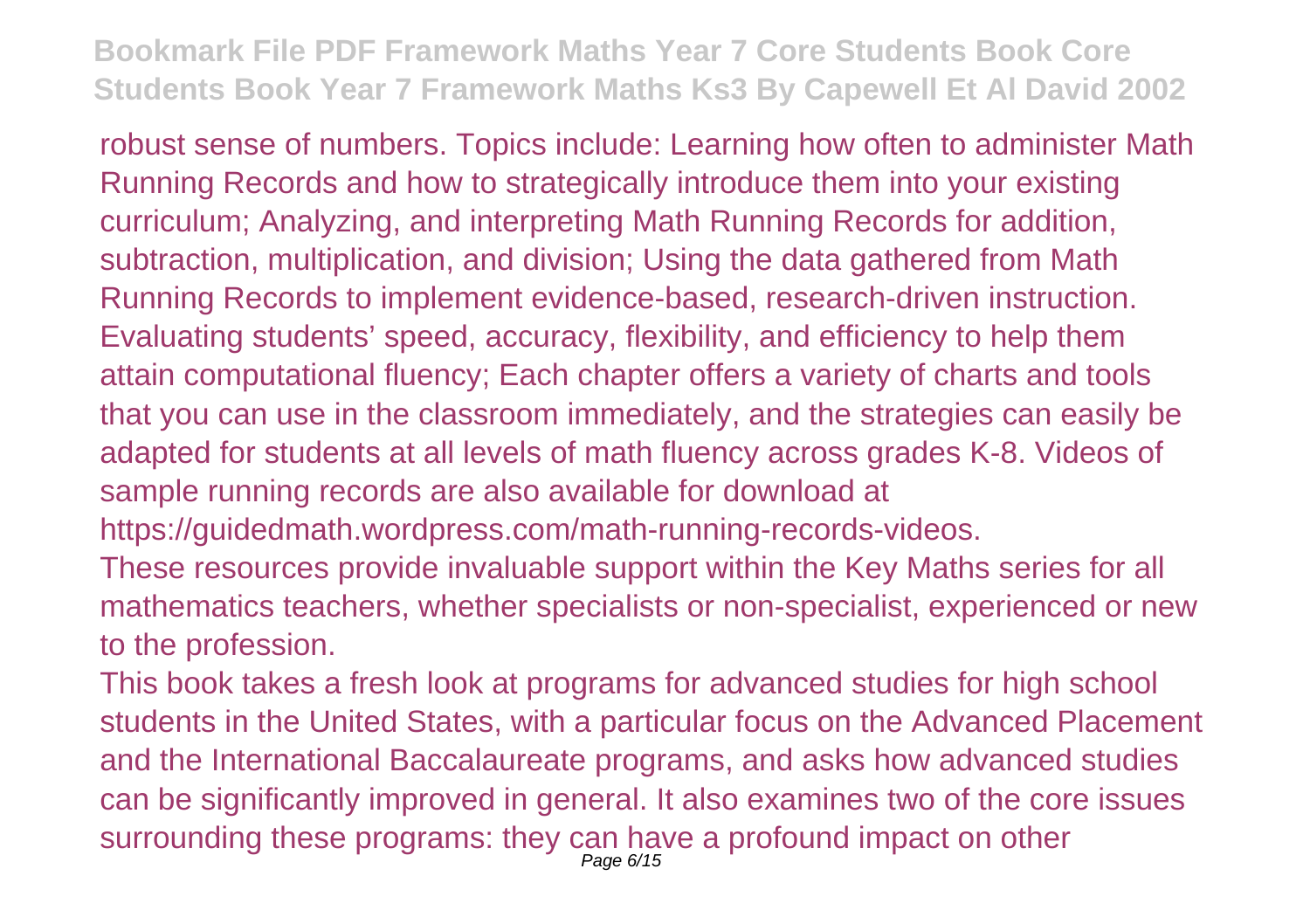robust sense of numbers. Topics include: Learning how often to administer Math Running Records and how to strategically introduce them into your existing curriculum; Analyzing, and interpreting Math Running Records for addition, subtraction, multiplication, and division; Using the data gathered from Math Running Records to implement evidence-based, research-driven instruction. Evaluating students' speed, accuracy, flexibility, and efficiency to help them attain computational fluency; Each chapter offers a variety of charts and tools that you can use in the classroom immediately, and the strategies can easily be adapted for students at all levels of math fluency across grades K-8. Videos of sample running records are also available for download at https://guidedmath.wordpress.com/math-running-records-videos.

These resources provide invaluable support within the Key Maths series for all mathematics teachers, whether specialists or non-specialist, experienced or new to the profession.

This book takes a fresh look at programs for advanced studies for high school students in the United States, with a particular focus on the Advanced Placement and the International Baccalaureate programs, and asks how advanced studies can be significantly improved in general. It also examines two of the core issues surrounding these programs: they can have a profound impact on other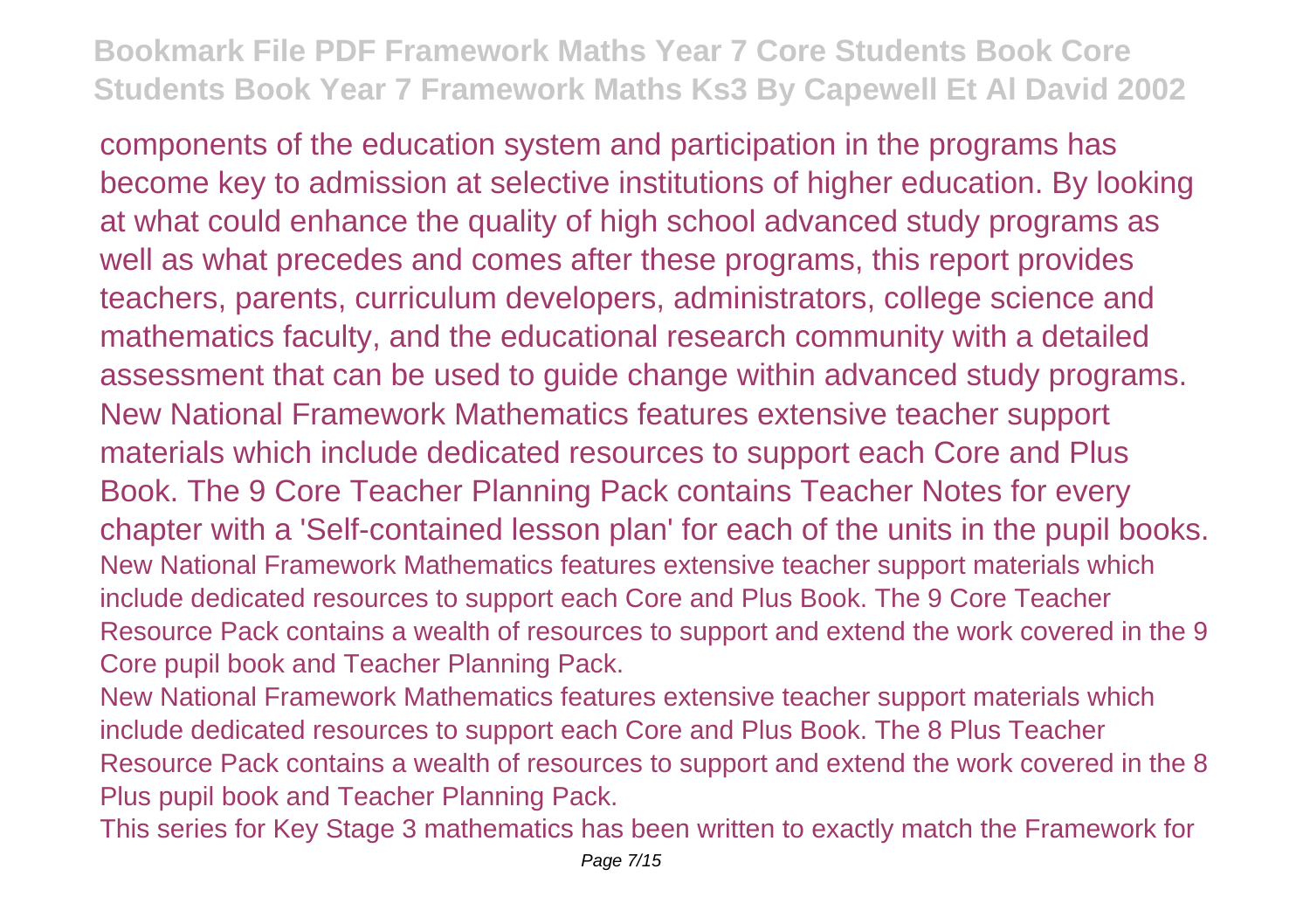components of the education system and participation in the programs has become key to admission at selective institutions of higher education. By looking at what could enhance the quality of high school advanced study programs as well as what precedes and comes after these programs, this report provides teachers, parents, curriculum developers, administrators, college science and mathematics faculty, and the educational research community with a detailed assessment that can be used to guide change within advanced study programs.

New National Framework Mathematics features extensive teacher support materials which include dedicated resources to support each Core and Plus Book. The 9 Core Teacher Planning Pack contains Teacher Notes for every chapter with a 'Self-contained lesson plan' for each of the units in the pupil books.

New National Framework Mathematics features extensive teacher support materials which include dedicated resources to support each Core and Plus Book. The 9 Core Teacher Resource Pack contains a wealth of resources to support and extend the work covered in the 9 Core pupil book and Teacher Planning Pack.

New National Framework Mathematics features extensive teacher support materials which include dedicated resources to support each Core and Plus Book. The 8 Plus Teacher Resource Pack contains a wealth of resources to support and extend the work covered in the 8 Plus pupil book and Teacher Planning Pack.

This series for Key Stage 3 mathematics has been written to exactly match the Framework for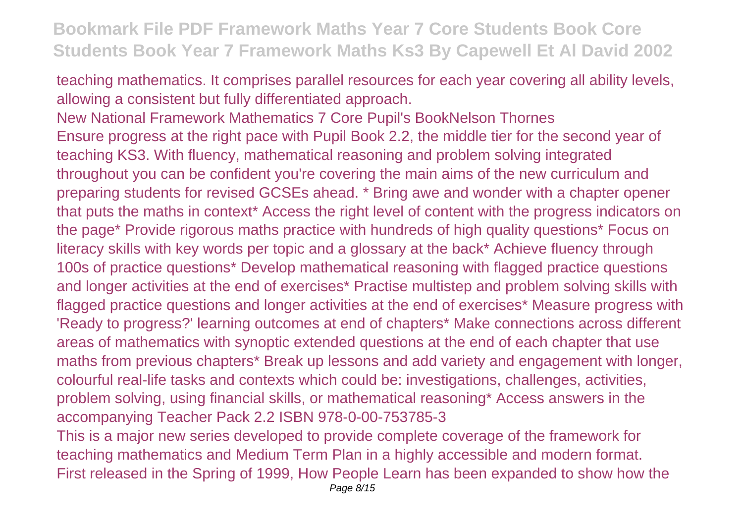teaching mathematics. It comprises parallel resources for each year covering all ability levels, allowing a consistent but fully differentiated approach.

New National Framework Mathematics 7 Core Pupil's BookNelson Thornes

Ensure progress at the right pace with Pupil Book 2.2, the middle tier for the second year of teaching KS3. With fluency, mathematical reasoning and problem solving integrated throughout you can be confident you're covering the main aims of the new curriculum and preparing students for revised GCSEs ahead. * Bring awe and wonder with a chapter opener that puts the maths in context* Access the right level of content with the progress indicators on the page* Provide rigorous maths practice with hundreds of high quality questions* Focus on literacy skills with key words per topic and a glossary at the back* Achieve fluency through 100s of practice questions* Develop mathematical reasoning with flagged practice questions and longer activities at the end of exercises* Practise multistep and problem solving skills with flagged practice questions and longer activities at the end of exercises* Measure progress with 'Ready to progress?' learning outcomes at end of chapters* Make connections across different areas of mathematics with synoptic extended questions at the end of each chapter that use maths from previous chapters* Break up lessons and add variety and engagement with longer, colourful real-life tasks and contexts which could be: investigations, challenges, activities, problem solving, using financial skills, or mathematical reasoning* Access answers in the accompanying Teacher Pack 2.2 ISBN 978-0-00-753785-3

This is a major new series developed to provide complete coverage of the framework for teaching mathematics and Medium Term Plan in a highly accessible and modern format.

First released in the Spring of 1999, How People Learn has been expanded to show how the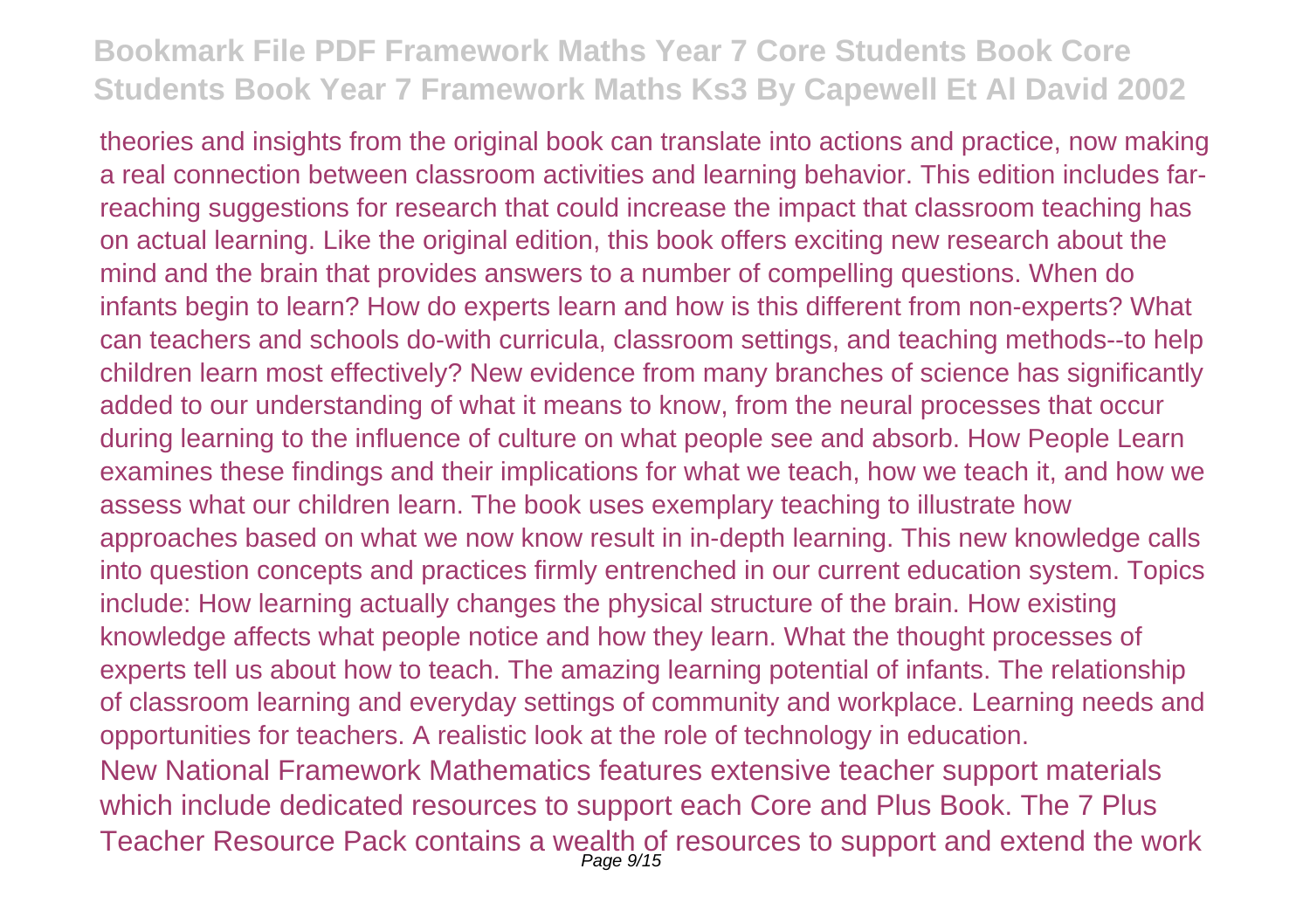theories and insights from the original book can translate into actions and practice, now making a real connection between classroom activities and learning behavior. This edition includes far-reaching suggestions for research that could increase the impact that classroom teaching has on actual learning. Like the original edition, this book offers exciting new research about the mind and the brain that provides answers to a number of compelling questions. When do infants begin to learn? How do experts learn and how is this different from non-experts? What can teachers and schools do-with curricula, classroom settings, and teaching methods--to help children learn most effectively? New evidence from many branches of science has significantly added to our understanding of what it means to know, from the neural processes that occur during learning to the influence of culture on what people see and absorb. How People Learn examines these findings and their implications for what we teach, how we teach it, and how we assess what our children learn. The book uses exemplary teaching to illustrate how approaches based on what we now know result in in-depth learning. This new knowledge calls into question concepts and practices firmly entrenched in our current education system. Topics include: How learning actually changes the physical structure of the brain. How existing knowledge affects what people notice and how they learn. What the thought processes of experts tell us about how to teach. The amazing learning potential of infants. The relationship of classroom learning and everyday settings of community and workplace. Learning needs and opportunities for teachers. A realistic look at the role of technology in education.

New National Framework Mathematics features extensive teacher support materials which include dedicated resources to support each Core and Plus Book. The 7 Plus Teacher Resource Pack contains a wealth of resources to support and extend the work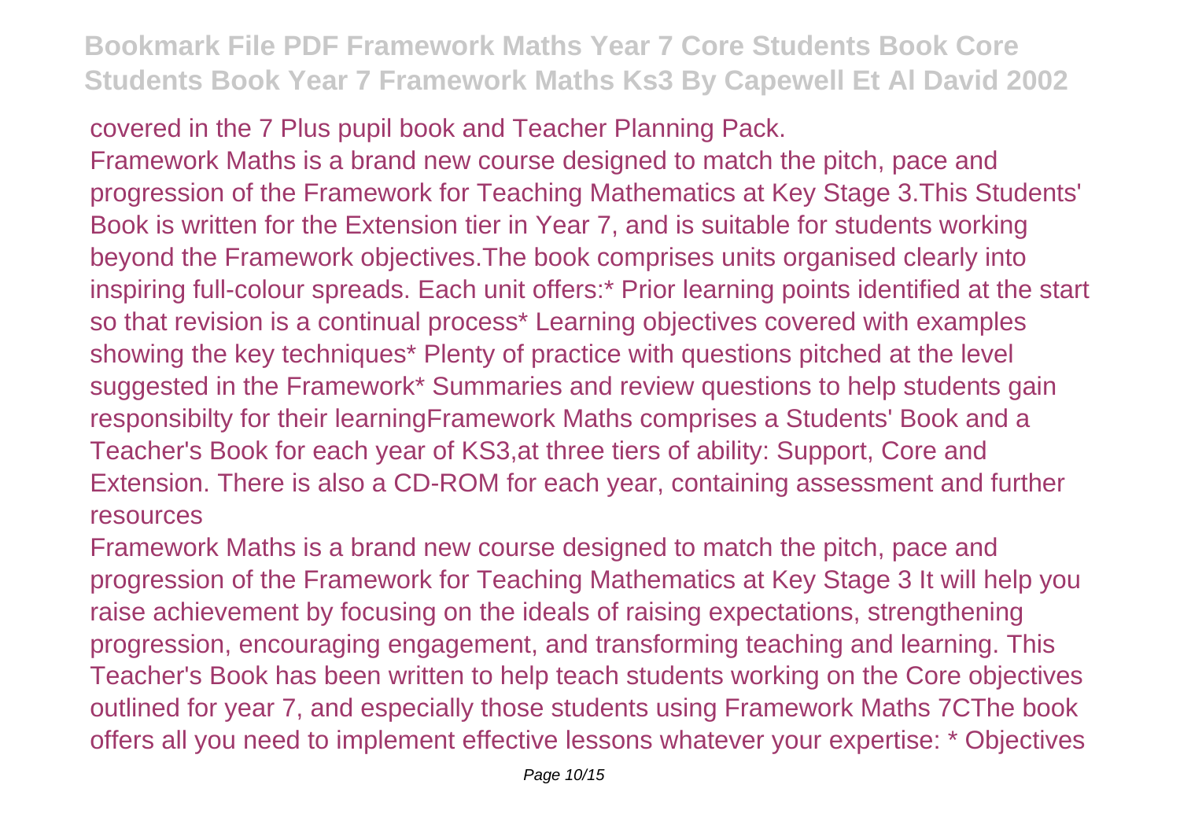covered in the 7 Plus pupil book and Teacher Planning Pack.

Framework Maths is a brand new course designed to match the pitch, pace and progression of the Framework for Teaching Mathematics at Key Stage 3.This Students' Book is written for the Extension tier in Year 7, and is suitable for students working beyond the Framework objectives.The book comprises units organised clearly into inspiring full-colour spreads. Each unit offers:* Prior learning points identified at the start so that revision is a continual process* Learning objectives covered with examples showing the key techniques* Plenty of practice with questions pitched at the level suggested in the Framework* Summaries and review questions to help students gain responsibilty for their learningFramework Maths comprises a Students' Book and a Teacher's Book for each year of KS3,at three tiers of ability: Support, Core and Extension. There is also a CD-ROM for each year, containing assessment and further resources

Framework Maths is a brand new course designed to match the pitch, pace and progression of the Framework for Teaching Mathematics at Key Stage 3 It will help you raise achievement by focusing on the ideals of raising expectations, strengthening progression, encouraging engagement, and transforming teaching and learning. This Teacher's Book has been written to help teach students working on the Core objectives outlined for year 7, and especially those students using Framework Maths 7CThe book offers all you need to implement effective lessons whatever your expertise: * Objectives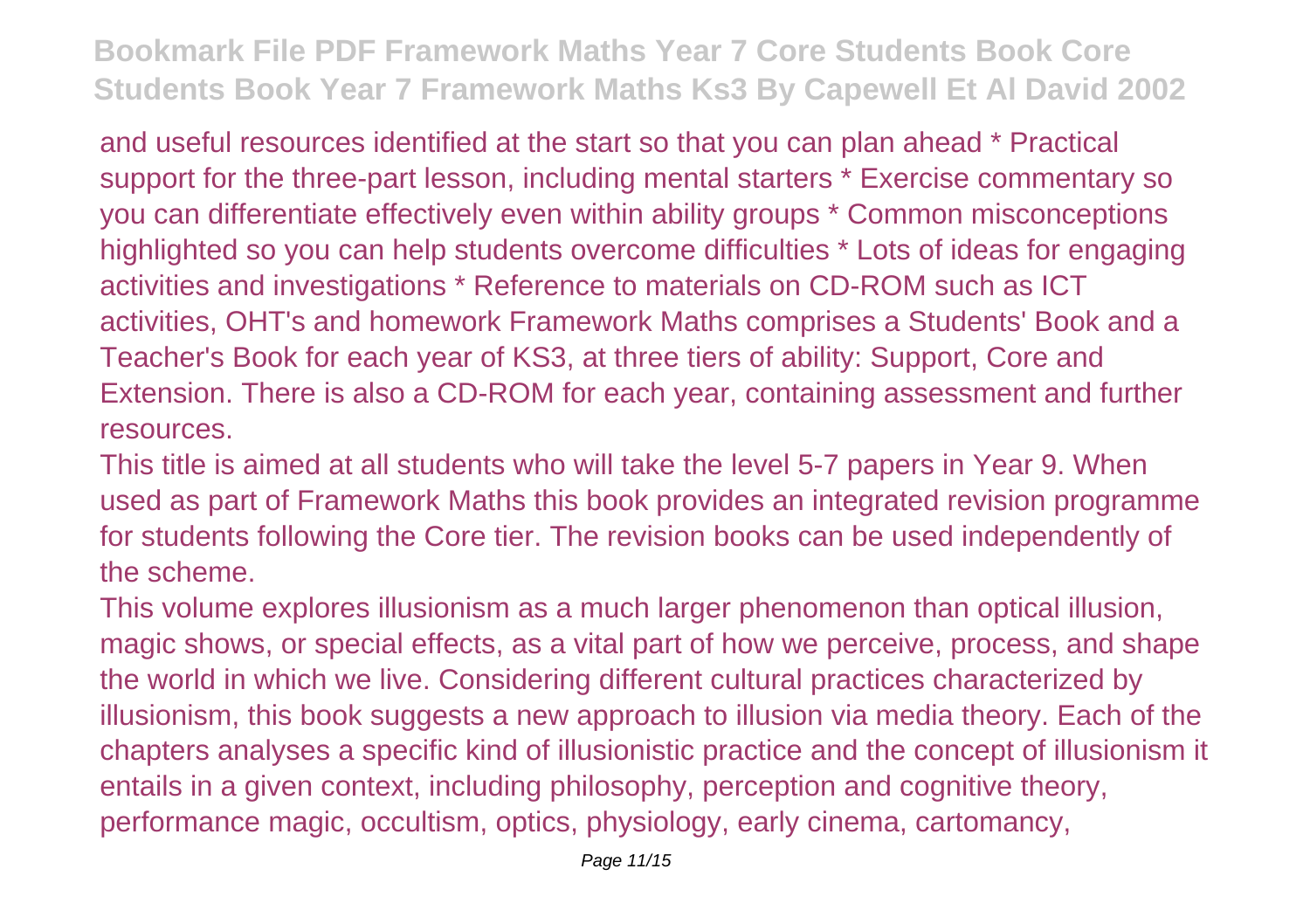and useful resources identified at the start so that you can plan ahead * Practical support for the three-part lesson, including mental starters * Exercise commentary so you can differentiate effectively even within ability groups * Common misconceptions highlighted so you can help students overcome difficulties * Lots of ideas for engaging activities and investigations * Reference to materials on CD-ROM such as ICT activities, OHT's and homework Framework Maths comprises a Students' Book and a Teacher's Book for each year of KS3, at three tiers of ability: Support, Core and Extension. There is also a CD-ROM for each year, containing assessment and further resources.

This title is aimed at all students who will take the level 5-7 papers in Year 9. When used as part of Framework Maths this book provides an integrated revision programme for students following the Core tier. The revision books can be used independently of the scheme.

This volume explores illusionism as a much larger phenomenon than optical illusion, magic shows, or special effects, as a vital part of how we perceive, process, and shape the world in which we live. Considering different cultural practices characterized by illusionism, this book suggests a new approach to illusion via media theory. Each of the chapters analyses a specific kind of illusionistic practice and the concept of illusionism it entails in a given context, including philosophy, perception and cognitive theory, performance magic, occultism, optics, physiology, early cinema, cartomancy,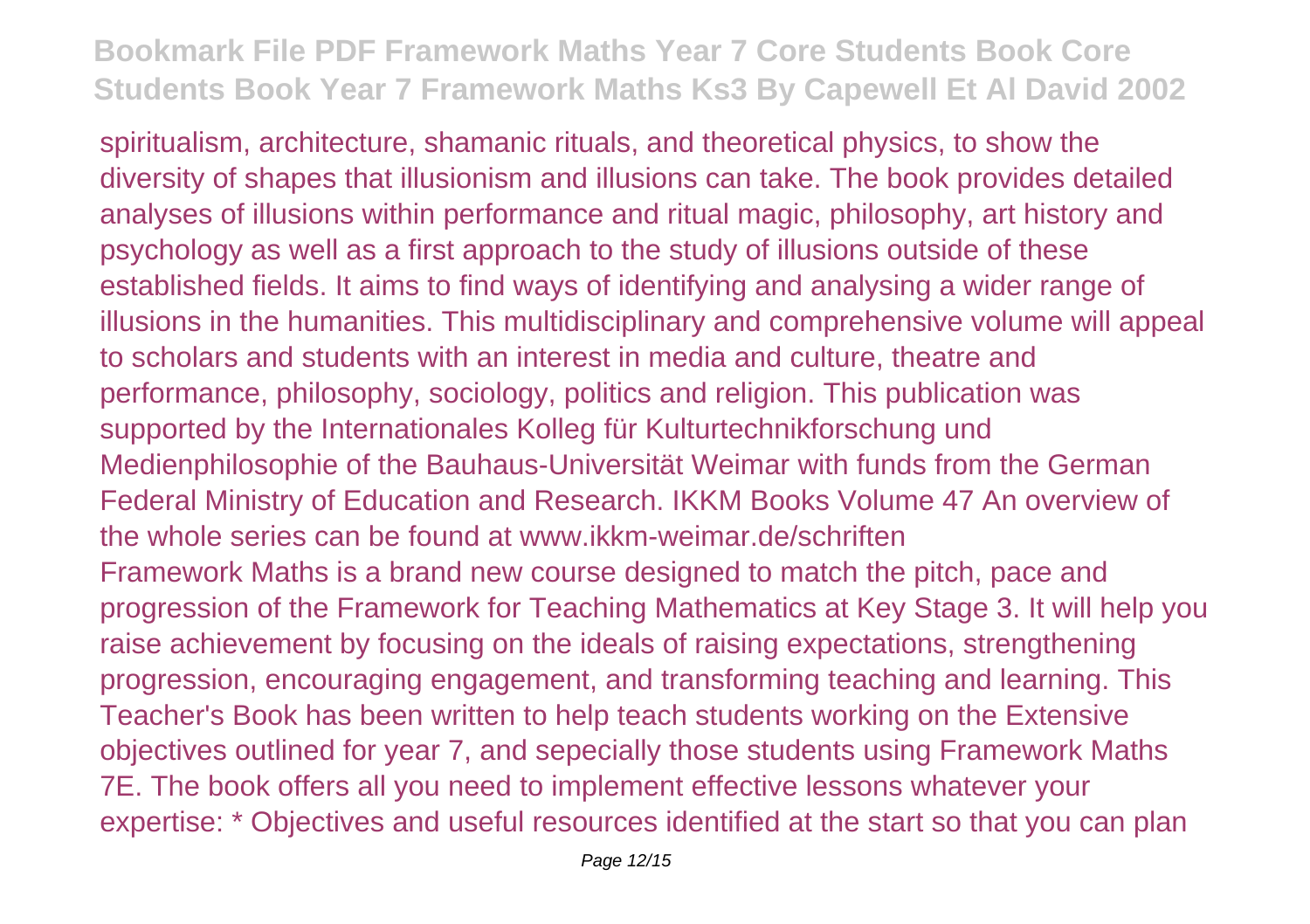spiritualism, architecture, shamanic rituals, and theoretical physics, to show the diversity of shapes that illusionism and illusions can take. The book provides detailed analyses of illusions within performance and ritual magic, philosophy, art history and psychology as well as a first approach to the study of illusions outside of these established fields. It aims to find ways of identifying and analysing a wider range of illusions in the humanities. This multidisciplinary and comprehensive volume will appeal to scholars and students with an interest in media and culture, theatre and performance, philosophy, sociology, politics and religion. This publication was supported by the Internationales Kolleg für Kulturtechnikforschung und Medienphilosophie of the Bauhaus-Universität Weimar with funds from the German Federal Ministry of Education and Research. IKKM Books Volume 47 An overview of the whole series can be found at www.ikkm-weimar.de/schriften

Framework Maths is a brand new course designed to match the pitch, pace and progression of the Framework for Teaching Mathematics at Key Stage 3. It will help you raise achievement by focusing on the ideals of raising expectations, strengthening progression, encouraging engagement, and transforming teaching and learning. This Teacher's Book has been written to help teach students working on the Extensive objectives outlined for year 7, and sepecially those students using Framework Maths 7E. The book offers all you need to implement effective lessons whatever your expertise: * Objectives and useful resources identified at the start so that you can plan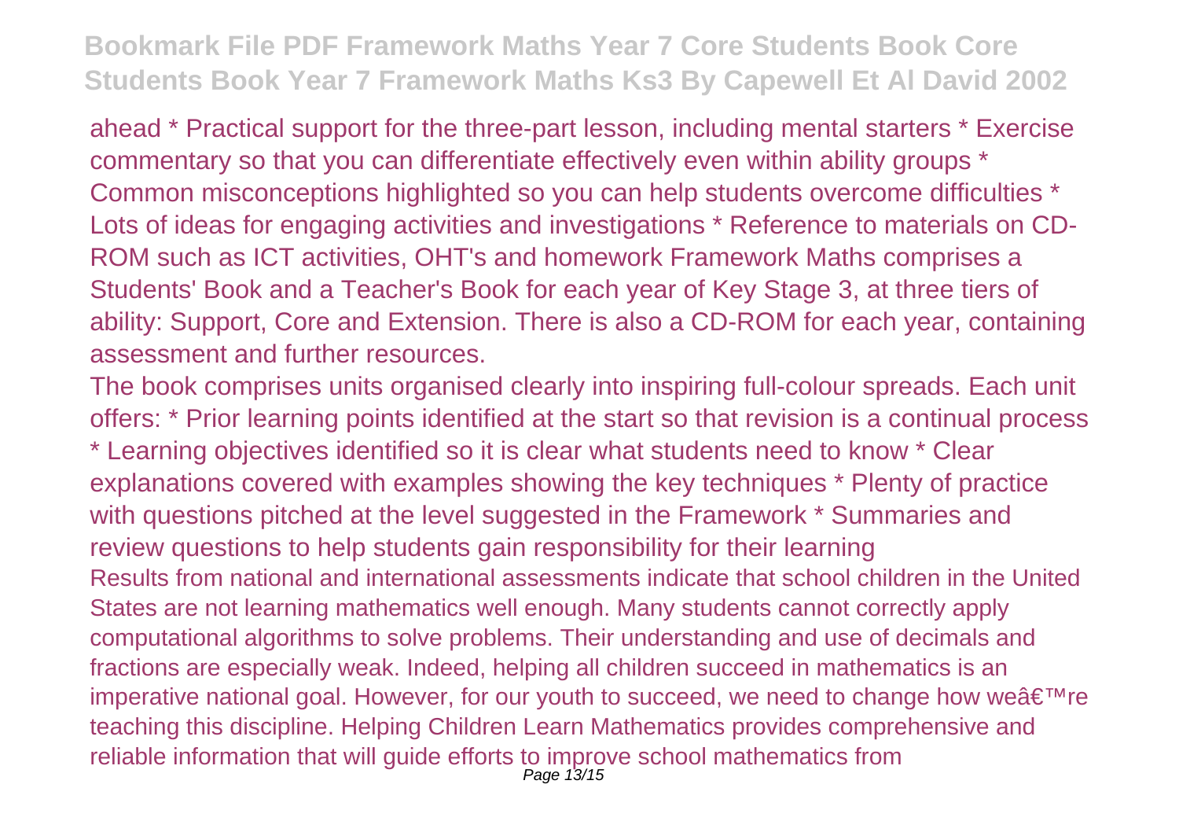ahead * Practical support for the three-part lesson, including mental starters * Exercise commentary so that you can differentiate effectively even within ability groups * Common misconceptions highlighted so you can help students overcome difficulties * Lots of ideas for engaging activities and investigations * Reference to materials on CD-ROM such as ICT activities, OHT's and homework Framework Maths comprises a Students' Book and a Teacher's Book for each year of Key Stage 3, at three tiers of ability: Support, Core and Extension. There is also a CD-ROM for each year, containing assessment and further resources.

The book comprises units organised clearly into inspiring full-colour spreads. Each unit offers: * Prior learning points identified at the start so that revision is a continual process * Learning objectives identified so it is clear what students need to know * Clear explanations covered with examples showing the key techniques * Plenty of practice with questions pitched at the level suggested in the Framework * Summaries and review questions to help students gain responsibility for their learning

Results from national and international assessments indicate that school children in the United States are not learning mathematics well enough. Many students cannot correctly apply computational algorithms to solve problems. Their understanding and use of decimals and fractions are especially weak. Indeed, helping all children succeed in mathematics is an imperative national goal. However, for our youth to succeed, we need to change how weâ€™re teaching this discipline. Helping Children Learn Mathematics provides comprehensive and reliable information that will guide efforts to improve school mathematics from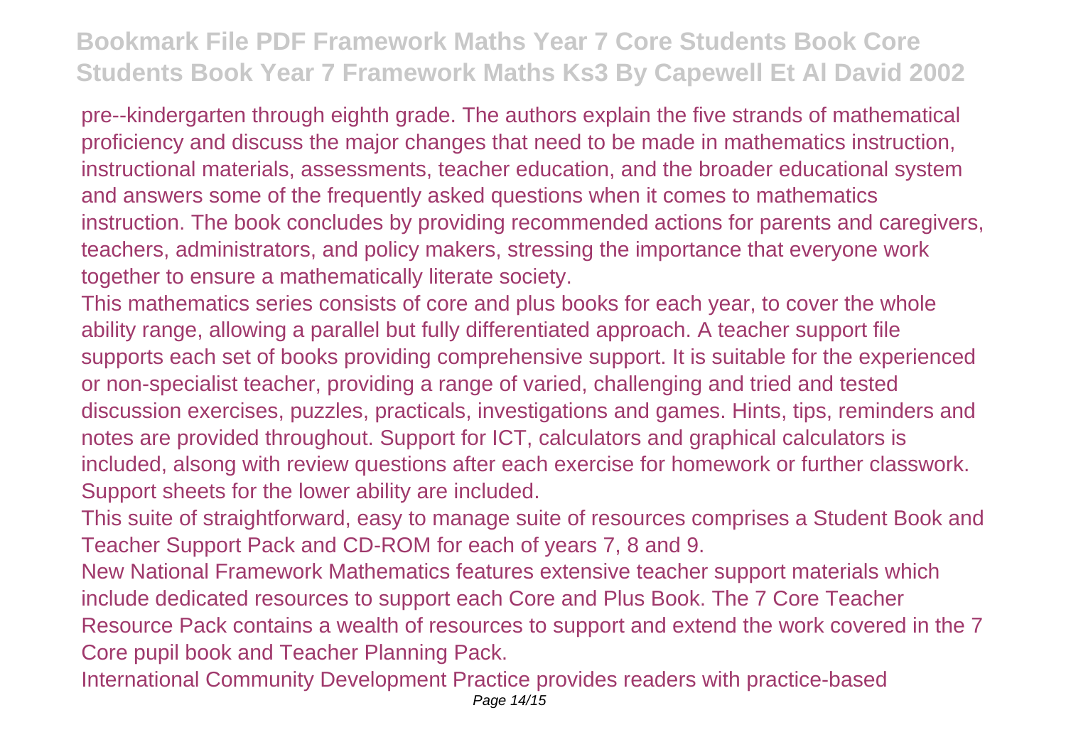pre--kindergarten through eighth grade. The authors explain the five strands of mathematical proficiency and discuss the major changes that need to be made in mathematics instruction, instructional materials, assessments, teacher education, and the broader educational system and answers some of the frequently asked questions when it comes to mathematics instruction. The book concludes by providing recommended actions for parents and caregivers, teachers, administrators, and policy makers, stressing the importance that everyone work together to ensure a mathematically literate society.

This mathematics series consists of core and plus books for each year, to cover the whole ability range, allowing a parallel but fully differentiated approach. A teacher support file supports each set of books providing comprehensive support. It is suitable for the experienced or non-specialist teacher, providing a range of varied, challenging and tried and tested discussion exercises, puzzles, practicals, investigations and games. Hints, tips, reminders and notes are provided throughout. Support for ICT, calculators and graphical calculators is included, alsong with review questions after each exercise for homework or further classwork. Support sheets for the lower ability are included.

This suite of straightforward, easy to manage suite of resources comprises a Student Book and Teacher Support Pack and CD-ROM for each of years 7, 8 and 9.

New National Framework Mathematics features extensive teacher support materials which include dedicated resources to support each Core and Plus Book. The 7 Core Teacher Resource Pack contains a wealth of resources to support and extend the work covered in the 7 Core pupil book and Teacher Planning Pack.

International Community Development Practice provides readers with practice-based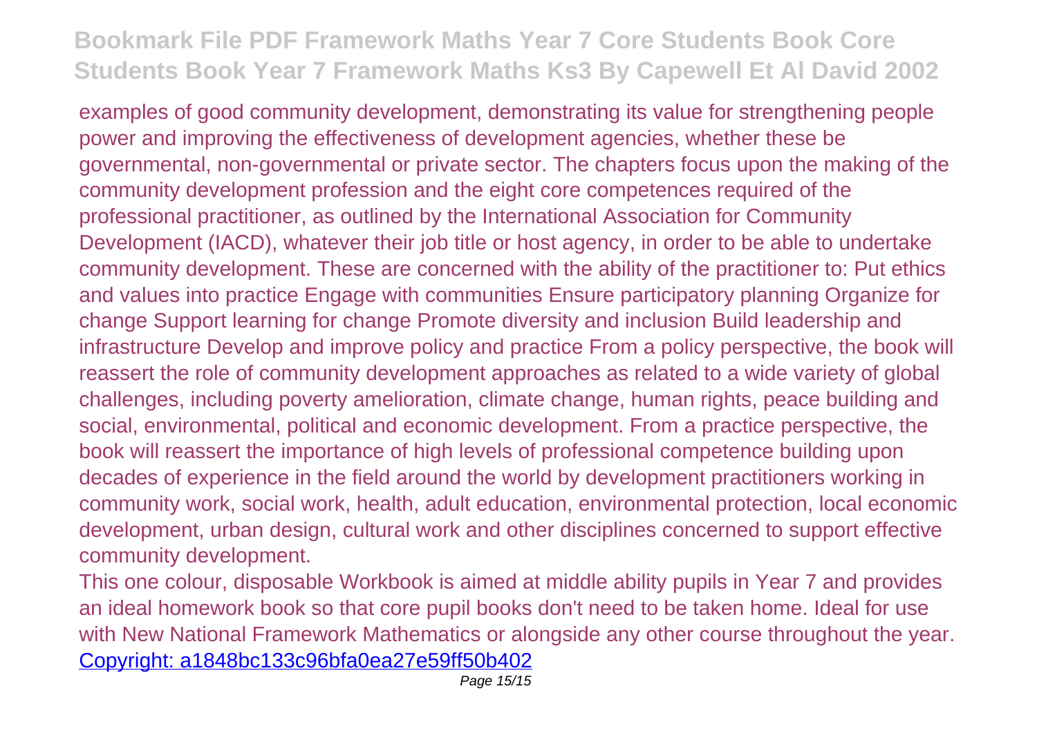examples of good community development, demonstrating its value for strengthening people power and improving the effectiveness of development agencies, whether these be governmental, non-governmental or private sector. The chapters focus upon the making of the community development profession and the eight core competences required of the professional practitioner, as outlined by the International Association for Community Development (IACD), whatever their job title or host agency, in order to be able to undertake community development. These are concerned with the ability of the practitioner to: Put ethics and values into practice Engage with communities Ensure participatory planning Organize for change Support learning for change Promote diversity and inclusion Build leadership and infrastructure Develop and improve policy and practice From a policy perspective, the book will reassert the role of community development approaches as related to a wide variety of global challenges, including poverty amelioration, climate change, human rights, peace building and social, environmental, political and economic development. From a practice perspective, the book will reassert the importance of high levels of professional competence building upon decades of experience in the field around the world by development practitioners working in community work, social work, health, adult education, environmental protection, local economic development, urban design, cultural work and other disciplines concerned to support effective community development.

This one colour, disposable Workbook is aimed at middle ability pupils in Year 7 and provides an ideal homework book so that core pupil books don't need to be taken home. Ideal for use with New National Framework Mathematics or alongside any other course throughout the year.

Copyright: a1848bc133c96bfa0ea27e59ff50b402